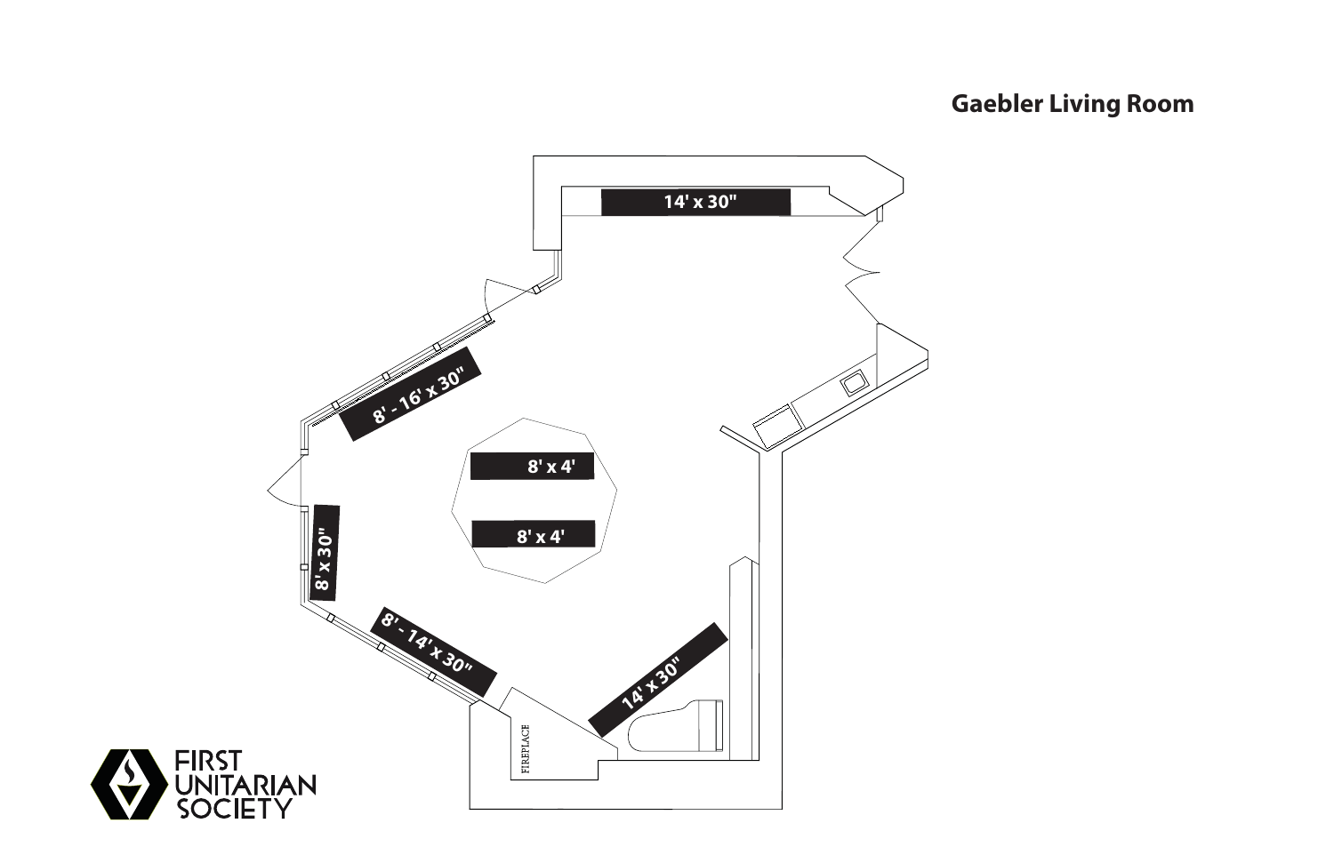# Gaebler Living Room

14' x 30"

8' - 16' x 30"

8' x 4'

8' x 4'

8' x 30"

8' - 14' x 30"

14' x 30"

FIREPLACE

FIRST UNITARIAN SOCIETY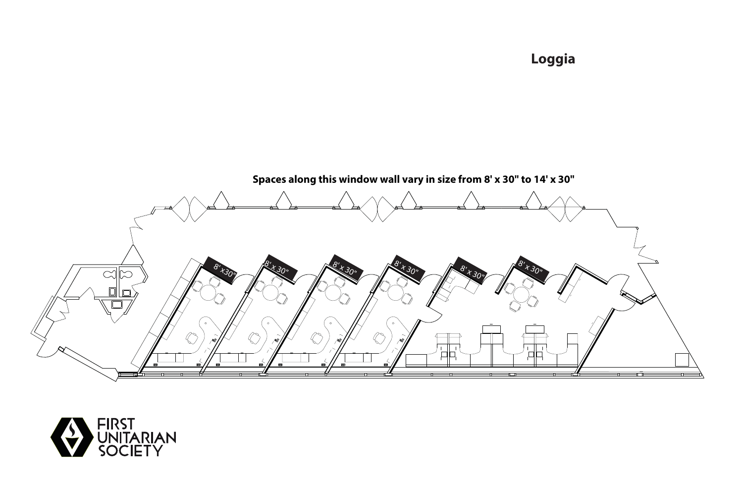# Loggia

**Spaces along this window wall vary in size from 8' x 30" to 14' x 30"**

8' x30"

8' x 30"

8' x 30"

8' x 30"

8' x 30"

8' x 30"

FIRST UNITARIAN SOCIETY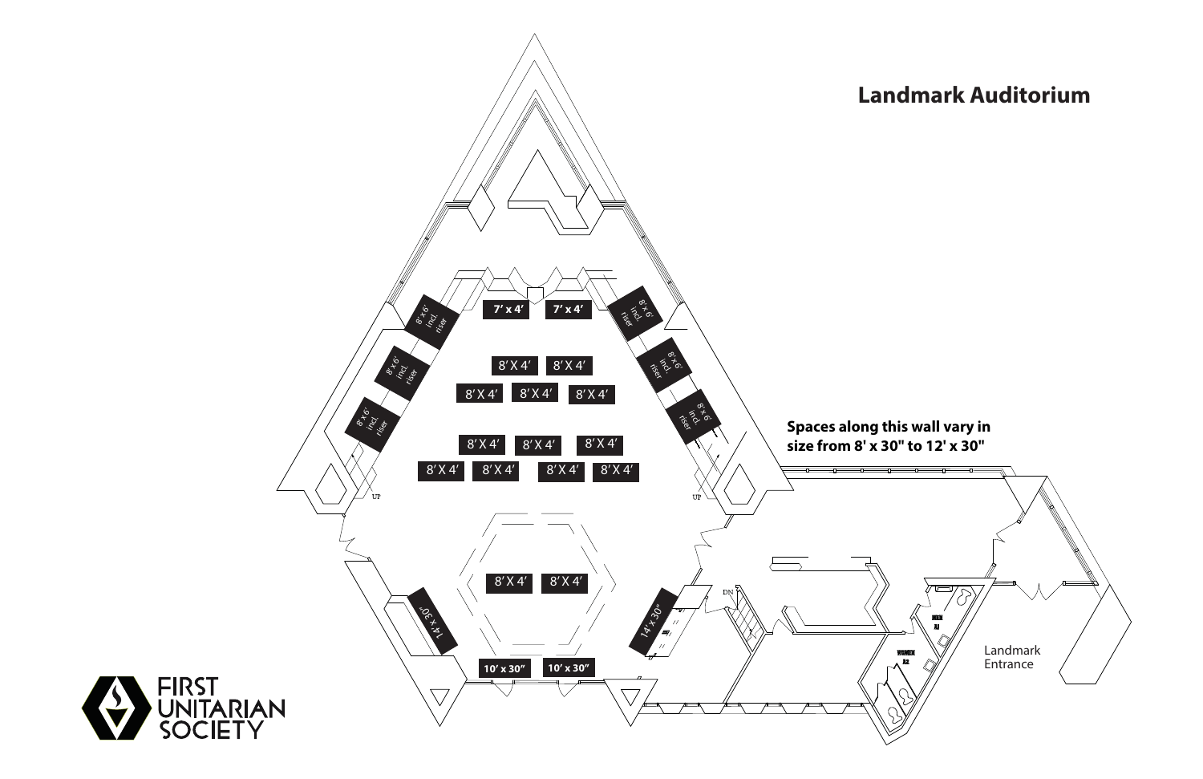# Landmark Auditorium

**Spaces along this wall vary in size from 8' x 30" to 12' x 30"**

7' x 4'

7' x 4'

8' x 6' incl. riser

8' x 6' incl. riser

8' x 6' incl. riser

8' x 6' incl. riser

8' x 6' incl. riser

8' x 6' incl. riser

8' X 4'

8' X 4'

8' X 4'

8' X 4'

8' X 4'

8' X 4'

8' X 4'

8' X 4'

8' X 4'

8' X 4'

8' X 4'

8' X 4'

8' X 4'

8' X 4'

14' x 30"

14' x 30"

10' x 30"

10' x 30"

UP

UP

DN

MEN

WOMEN

Landmark Entrance

FIRST UNITARIAN SOCIETY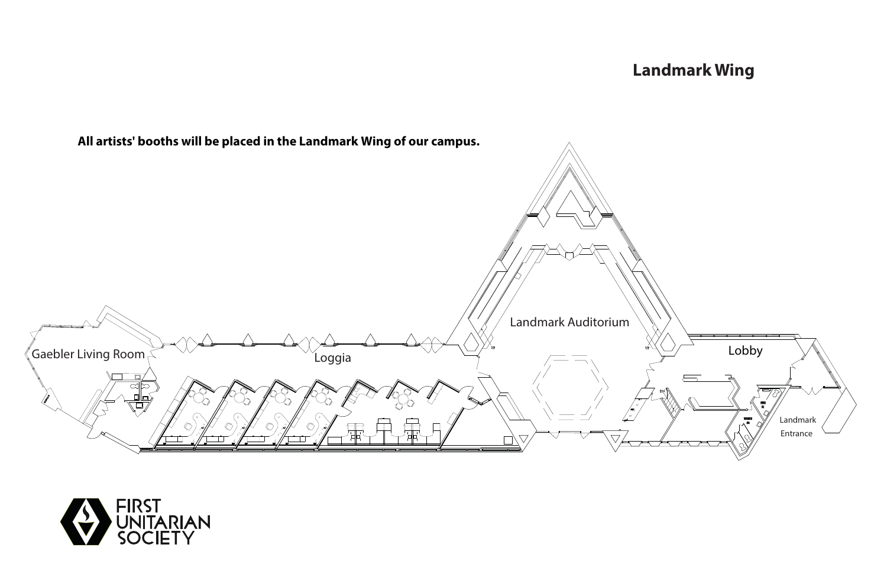## Landmark Wing

**All artists' booths will be placed in the Landmark Wing of our campus.**

Landmark Auditorium

Lobby

Gaebler Living Room

Loggia

Landmark Entrance

FIRST UNITARIAN SOCIETY